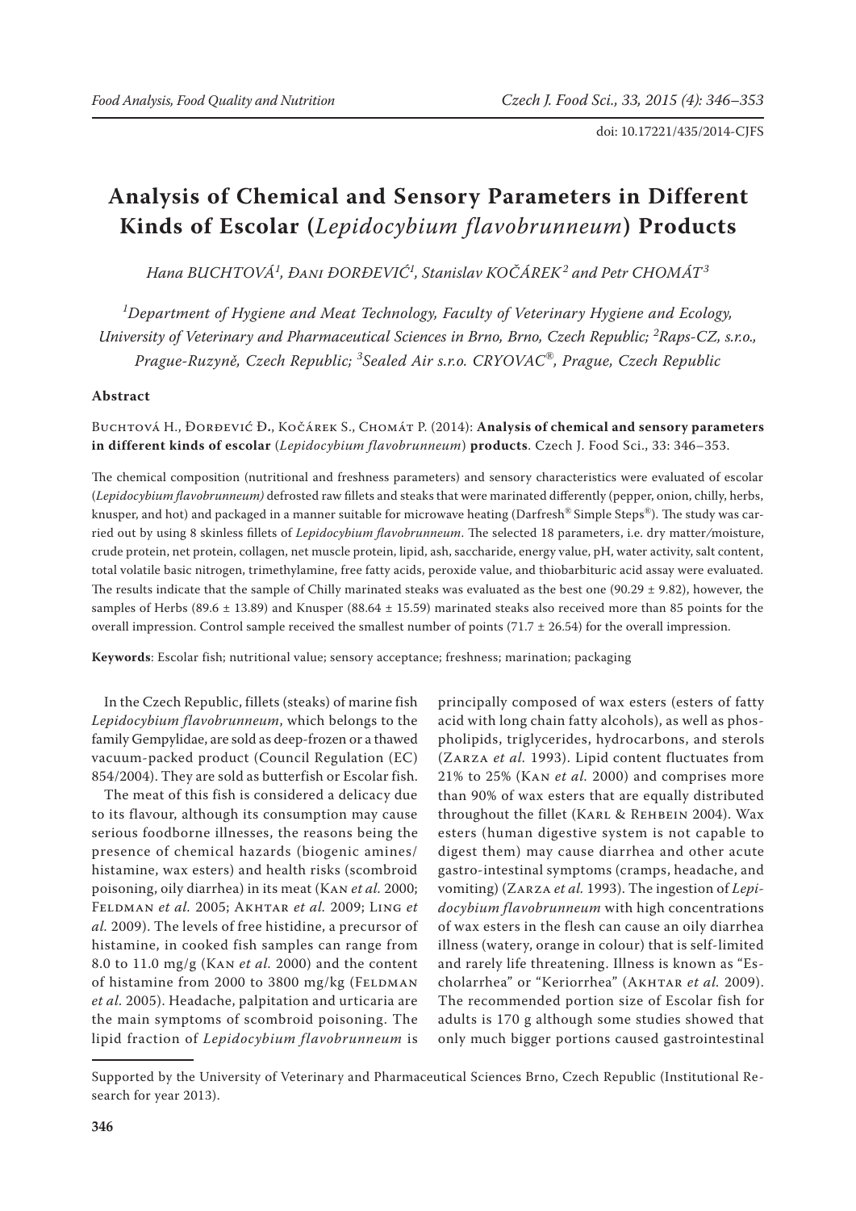# Analysis of Chemical and Sensory Parameters in Different Kinds of Escolar (*Lepidocybium flavobrunneum*) Products

*Hana BUCHTOVÁ[1], Đani ĐORĐEVIĆ[1], Stanislav KOČÁREK[2] and Petr CHOMÁT[3]*

*[1]Department of Hygiene and Meat Technology, Faculty of Veterinary Hygiene and Ecology, University of Veterinary and Pharmaceutical Sciences in Brno, Brno, Czech Republic; [2]Raps-CZ, s.r.o., Prague-Ruzyně, Czech Republic; [3]Sealed Air s.r.o. CRYOVAC®, Prague, Czech Republic*

### Abstract

Buchtová H., Đorđević Đ., Kočárek S., Chomát P. (2014): **Analysis of chemical and sensory parameters in different kinds of escolar** (*Lepidocybium flavobrunneum*) **products**. Czech J. Food Sci., 33: 346–353.

The chemical composition (nutritional and freshness parameters) and sensory characteristics were evaluated of escolar (*Lepidocybium flavobrunneum)* defrosted raw fillets and steaks that were marinated differently (pepper, onion, chilly, herbs, knusper, and hot) and packaged in a manner suitable for microwave heating (Darfresh® Simple Steps®). The study was carried out by using 8 skinless fillets of *Lepidocybium flavobrunneum*. The selected 18 parameters, i.e. dry matter/moisture, crude protein, net protein, collagen, net muscle protein, lipid, ash, saccharide, energy value, pH, water activity, salt content, total volatile basic nitrogen, trimethylamine, free fatty acids, peroxide value, and thiobarbituric acid assay were evaluated. The results indicate that the sample of Chilly marinated steaks was evaluated as the best one (90.29 ± 9.82), however, the samples of Herbs (89.6 ± 13.89) and Knusper (88.64 ± 15.59) marinated steaks also received more than 85 points for the overall impression. Control sample received the smallest number of points (71.7 ± 26.54) for the overall impression.

**Keywords**: Escolar fish; nutritional value; sensory acceptance; freshness; marination; packaging

In the Czech Republic, fillets (steaks) of marine fish *Lepidocybium flavobrunneum*, which belongs to the family Gempylidae, are sold as deep-frozen or a thawed vacuum-packed product (Council Regulation (EC) 854/2004). They are sold as butterfish or Escolar fish.

The meat of this fish is considered a delicacy due to its flavour, although its consumption may cause serious foodborne illnesses, the reasons being the presence of chemical hazards (biogenic amines/histamine, wax esters) and health risks (scombroid poisoning, oily diarrhea) in its meat (Kan *et al.* 2000; Feldman *et al.* 2005; Akhtar *et al.* 2009; Ling *et al.* 2009). The levels of free histidine, a precursor of histamine, in cooked fish samples can range from 8.0 to 11.0 mg/g (Kan *et al.* 2000) and the content of histamine from 2000 to 3800 mg/kg (Feldman *et al.* 2005). Headache, palpitation and urticaria are the main symptoms of scombroid poisoning. The lipid fraction of *Lepidocybium flavobrunneum* is principally composed of wax esters (esters of fatty acid with long chain fatty alcohols), as well as phospholipids, triglycerides, hydrocarbons, and sterols (Zarza *et al.* 1993). Lipid content fluctuates from 21% to 25% (Kan *et al.* 2000) and comprises more than 90% of wax esters that are equally distributed throughout the fillet (Karl & Rehbein 2004). Wax esters (human digestive system is not capable to digest them) may cause diarrhea and other acute gastro-intestinal symptoms (cramps, headache, and vomiting) (Zarza *et al.* 1993). The ingestion of *Lepidocybium flavobrunneum* with high concentrations of wax esters in the flesh can cause an oily diarrhea illness (watery, orange in colour) that is self-limited and rarely life threatening. Illness is known as "Escholarrhea" or "Keriorrhea" (Akhtar *et al.* 2009). The recommended portion size of Escolar fish for adults is 170 g although some studies showed that only much bigger portions caused gastrointestinal

Supported by the University of Veterinary and Pharmaceutical Sciences Brno, Czech Republic (Institutional Research for year 2013).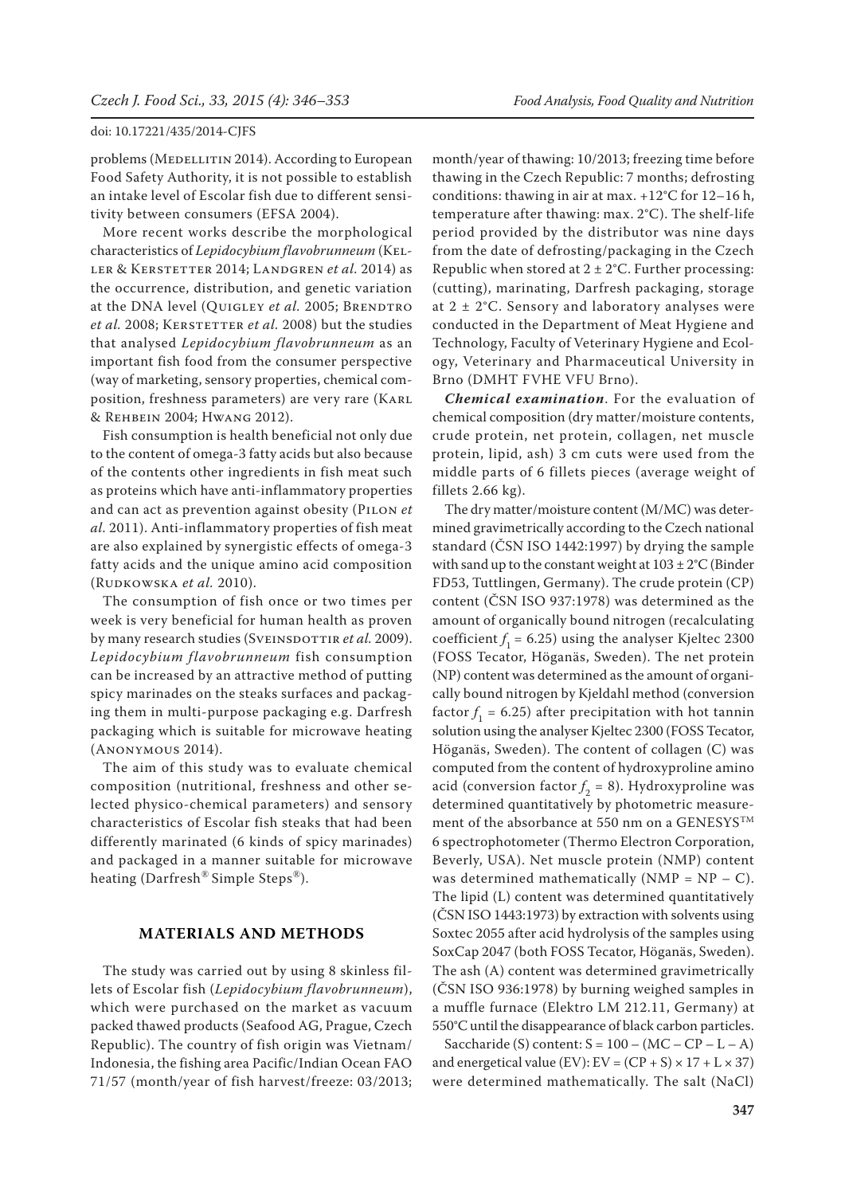problems (Medellitin 2014). According to European Food Safety Authority, it is not possible to establish an intake level of Escolar fish due to different sensitivity between consumers (EFSA 2004).

More recent works describe the morphological characteristics of *Lepidocybium flavobrunneum* (Keller & Kerstetter 2014; Landgren *et al.* 2014) as the occurrence, distribution, and genetic variation at the DNA level (Quigley *et al.* 2005; Brendtro *et al.* 2008; Kerstetter *et al.* 2008) but the studies that analysed *Lepidocybium flavobrunneum* as an important fish food from the consumer perspective (way of marketing, sensory properties, chemical composition, freshness parameters) are very rare (Karl & Rehbein 2004; Hwang 2012).

Fish consumption is health beneficial not only due to the content of omega-3 fatty acids but also because of the contents other ingredients in fish meat such as proteins which have anti-inflammatory properties and can act as prevention against obesity (Pilon *et al.* 2011). Anti-inflammatory properties of fish meat are also explained by synergistic effects of omega-3 fatty acids and the unique amino acid composition (Rudkowska *et al.* 2010).

The consumption of fish once or two times per week is very beneficial for human health as proven by many research studies (Sveinsdottir *et al.* 2009). *Lepidocybium flavobrunneum* fish consumption can be increased by an attractive method of putting spicy marinades on the steaks surfaces and packaging them in multi-purpose packaging e.g. Darfresh packaging which is suitable for microwave heating (Anonymous 2014).

The aim of this study was to evaluate chemical composition (nutritional, freshness and other selected physico-chemical parameters) and sensory characteristics of Escolar fish steaks that had been differently marinated (6 kinds of spicy marinades) and packaged in a manner suitable for microwave heating (Darfresh® Simple Steps®).

## MATERIALS AND METHODS

The study was carried out by using 8 skinless fillets of Escolar fish (*Lepidocybium flavobrunneum*), which were purchased on the market as vacuum packed thawed products (Seafood AG, Prague, Czech Republic). The country of fish origin was Vietnam/Indonesia, the fishing area Pacific/Indian Ocean FAO 71/57 (month/year of fish harvest/freeze: 03/2013; month/year of thawing: 10/2013; freezing time before thawing in the Czech Republic: 7 months; defrosting conditions: thawing in air at max. +12°C for 12–16 h, temperature after thawing: max. 2°C). The shelf-life period provided by the distributor was nine days from the date of defrosting/packaging in the Czech Republic when stored at 2 ± 2°C. Further processing: (cutting), marinating, Darfresh packaging, storage at 2 ± 2°C. Sensory and laboratory analyses were conducted in the Department of Meat Hygiene and Technology, Faculty of Veterinary Hygiene and Ecology, Veterinary and Pharmaceutical University in Brno (DMHT FVHE VFU Brno).

***Chemical examination***. For the evaluation of chemical composition (dry matter/moisture contents, crude protein, net protein, collagen, net muscle protein, lipid, ash) 3 cm cuts were used from the middle parts of 6 fillets pieces (average weight of fillets 2.66 kg).

The dry matter/moisture content (M/MC) was determined gravimetrically according to the Czech national standard (ČSN ISO 1442:1997) by drying the sample with sand up to the constant weight at 103 ± 2°C (Binder FD53, Tuttlingen, Germany). The crude protein (CP) content (ČSN ISO 937:1978) was determined as the amount of organically bound nitrogen (recalculating coefficient $f_1 = 6.25$) using the analyser Kjeltec 2300 (FOSS Tecator, Höganäs, Sweden). The net protein (NP) content was determined as the amount of organically bound nitrogen by Kjeldahl method (conversion factor $f_1 = 6.25$) after precipitation with hot tannin solution using the analyser Kjeltec 2300 (FOSS Tecator, Höganäs, Sweden). The content of collagen (C) was computed from the content of hydroxyproline amino acid (conversion factor $f_2 = 8$). Hydroxyproline was determined quantitatively by photometric measurement of the absorbance at 550 nm on a GENESYS™ 6 spectrophotometer (Thermo Electron Corporation, Beverly, USA). Net muscle protein (NMP) content was determined mathematically (NMP = NP – C). The lipid (L) content was determined quantitatively (ČSN ISO 1443:1973) by extraction with solvents using Soxtec 2055 after acid hydrolysis of the samples using SoxCap 2047 (both FOSS Tecator, Höganäs, Sweden). The ash (A) content was determined gravimetrically (ČSN ISO 936:1978) by burning weighed samples in a muffle furnace (Elektro LM 212.11, Germany) at 550°C until the disappearance of black carbon particles.

Saccharide (S) content: $S = 100 - (MC - CP - L - A)$ and energetical value (EV): $EV = (CP + S) \times 17 + L \times 37)$ were determined mathematically. The salt (NaCl)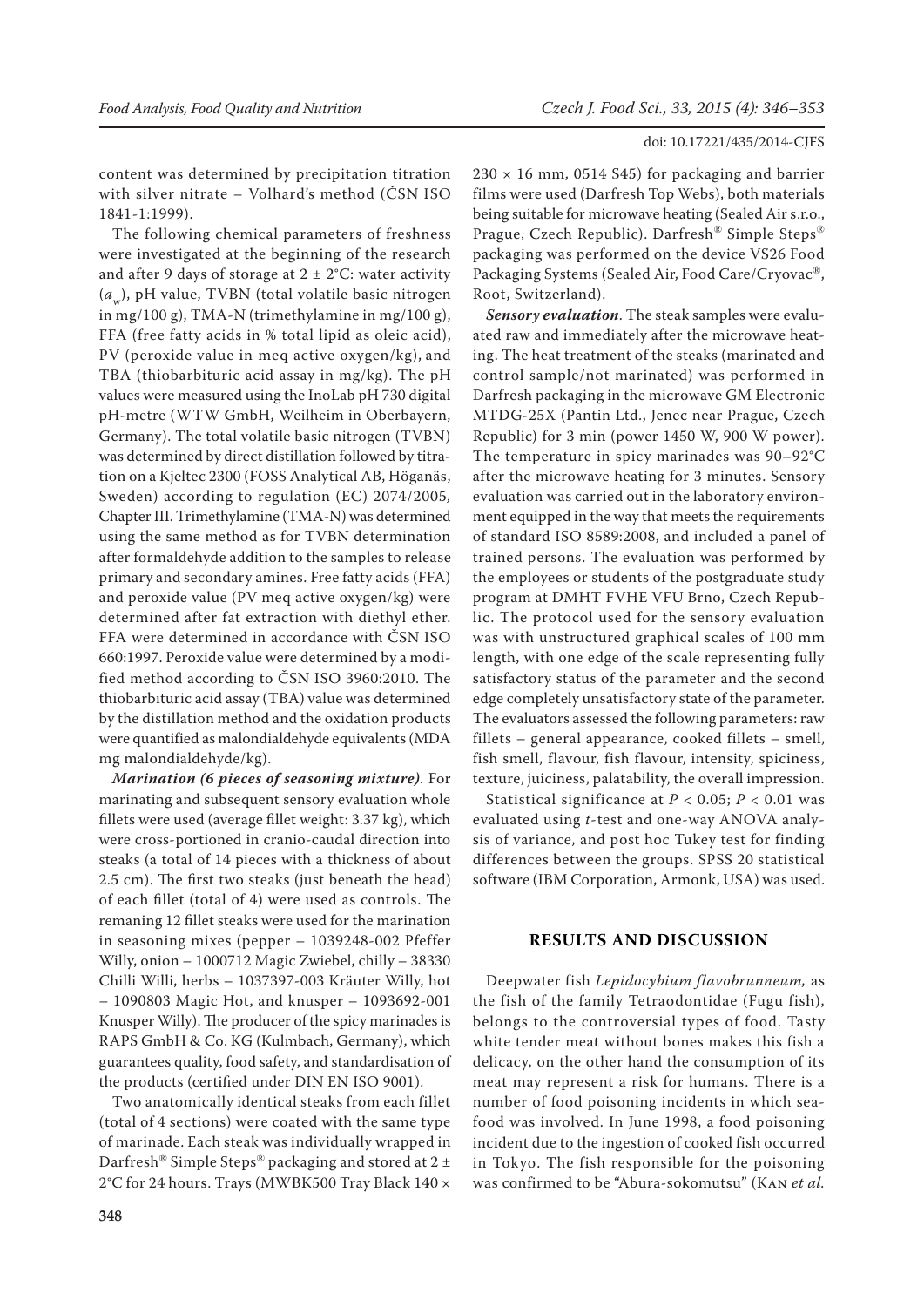content was determined by precipitation titration with silver nitrate – Volhard's method (ČSN ISO 1841-1:1999).

The following chemical parameters of freshness were investigated at the beginning of the research and after 9 days of storage at 2 ± 2°C: water activity ($a_w$), pH value, TVBN (total volatile basic nitrogen in mg/100 g), TMA-N (trimethylamine in mg/100 g), FFA (free fatty acids in % total lipid as oleic acid), PV (peroxide value in meq active oxygen/kg), and TBA (thiobarbituric acid assay in mg/kg). The pH values were measured using the InoLab pH 730 digital pH-metre (WTW GmbH, Weilheim in Oberbayern, Germany). The total volatile basic nitrogen (TVBN) was determined by direct distillation followed by titration on a Kjeltec 2300 (FOSS Analytical AB, Höganäs, Sweden) according to regulation (EC) 2074/2005, Chapter III. Trimethylamine (TMA-N) was determined using the same method as for TVBN determination after formaldehyde addition to the samples to release primary and secondary amines. Free fatty acids (FFA) and peroxide value (PV meq active oxygen/kg) were determined after fat extraction with diethyl ether. FFA were determined in accordance with ČSN ISO 660:1997. Peroxide value were determined by a modified method according to ČSN ISO 3960:2010. The thiobarbituric acid assay (TBA) value was determined by the distillation method and the oxidation products were quantified as malondialdehyde equivalents (MDA mg malondialdehyde/kg).

***Marination (6 pieces of seasoning mixture)***. For marinating and subsequent sensory evaluation whole fillets were used (average fillet weight: 3.37 kg), which were cross-portioned in cranio-caudal direction into steaks (a total of 14 pieces with a thickness of about 2.5 cm). The first two steaks (just beneath the head) of each fillet (total of 4) were used as controls. The remaining 12 fillet steaks were used for the marination in seasoning mixes (pepper – 1039248-002 Pfeffer Willy, onion – 1000712 Magic Zwiebel, chilly – 38330 Chilli Willi, herbs – 1037397-003 Kräuter Willy, hot – 1090803 Magic Hot, and knusper – 1093692-001 Knusper Willy). The producer of the spicy marinades is RAPS GmbH & Co. KG (Kulmbach, Germany), which guarantees quality, food safety, and standardisation of the products (certified under DIN EN ISO 9001).

Two anatomically identical steaks from each fillet (total of 4 sections) were coated with the same type of marinade. Each steak was individually wrapped in Darfresh® Simple Steps® packaging and stored at 2 ± 2°C for 24 hours. Trays (MWBK500 Tray Black 140 × 230 × 16 mm, 0514 S45) for packaging and barrier films were used (Darfresh Top Webs), both materials being suitable for microwave heating (Sealed Air s.r.o., Prague, Czech Republic). Darfresh® Simple Steps® packaging was performed on the device VS26 Food Packaging Systems (Sealed Air, Food Care/Cryovac®, Root, Switzerland).

***Sensory evaluation***. The steak samples were evaluated raw and immediately after the microwave heating. The heat treatment of the steaks (marinated and control sample/not marinated) was performed in Darfresh packaging in the microwave GM Electronic MTDG-25X (Pantin Ltd., Jenec near Prague, Czech Republic) for 3 min (power 1450 W, 900 W power). The temperature in spicy marinades was 90–92°C after the microwave heating for 3 minutes. Sensory evaluation was carried out in the laboratory environment equipped in the way that meets the requirements of standard ISO 8589:2008, and included a panel of trained persons. The evaluation was performed by the employees or students of the postgraduate study program at DMHT FVHE VFU Brno, Czech Republic. The protocol used for the sensory evaluation was with unstructured graphical scales of 100 mm length, with one edge of the scale representing fully satisfactory status of the parameter and the second edge completely unsatisfactory state of the parameter. The evaluators assessed the following parameters: raw fillets – general appearance, cooked fillets – smell, fish smell, flavour, fish flavour, intensity, spiciness, texture, juiciness, palatability, the overall impression.

Statistical significance at $P < 0.05$; $P < 0.01$ was evaluated using *t*-test and one-way ANOVA analysis of variance, and post hoc Tukey test for finding differences between the groups. SPSS 20 statistical software (IBM Corporation, Armonk, USA) was used.

## RESULTS AND DISCUSSION

Deepwater fish *Lepidocybium flavobrunneum*, as the fish of the family Tetraodontidae (Fugu fish), belongs to the controversial types of food. Tasty white tender meat without bones makes this fish a delicacy, on the other hand the consumption of its meat may represent a risk for humans. There is a number of food poisoning incidents in which seafood was involved. In June 1998, a food poisoning incident due to the ingestion of cooked fish occurred in Tokyo. The fish responsible for the poisoning was confirmed to be "Abura-sokomutsu" (Kan *et al.*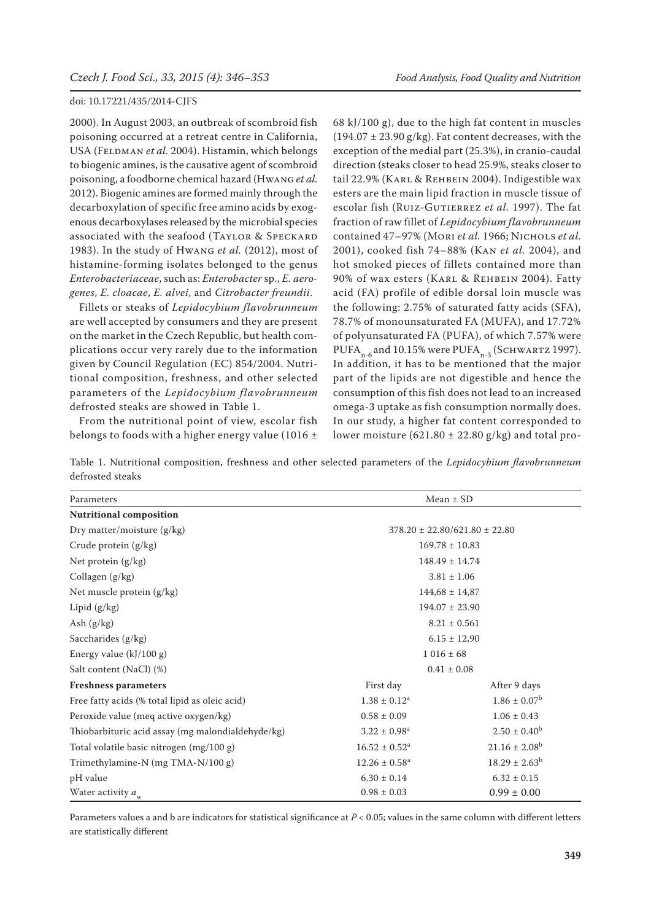2000). In August 2003, an outbreak of scombroid fish poisoning occurred at a retreat centre in California, USA (Feldman *et al.* 2004). Histamin, which belongs to biogenic amines, is the causative agent of scombroid poisoning, a foodborne chemical hazard (Hwang *et al.* 2012). Biogenic amines are formed mainly through the decarboxylation of specific free amino acids by exogenous decarboxylases released by the microbial species associated with the seafood (Taylor & Speckard 1983). In the study of Hwang *et al.* (2012), most of histamine-forming isolates belonged to the genus *Enterobacteriaceae*, such as: *Enterobacter* sp., *E. aerogenes*, *E. cloacae*, *E. alvei*, and *Citrobacter freundii*.

Fillets or steaks of *Lepidocybium flavobrunneum* are well accepted by consumers and they are present on the market in the Czech Republic, but health complications occur very rarely due to the information given by Council Regulation (EC) 854/2004. Nutritional composition, freshness, and other selected parameters of the *Lepidocybium flavobrunneum* defrosted steaks are showed in Table 1.

From the nutritional point of view, escolar fish belongs to foods with a higher energy value (1016 ± 68 kJ/100 g), due to the high fat content in muscles (194.07 ± 23.90 g/kg). Fat content decreases, with the exception of the medial part (25.3%), in cranio-caudal direction (steaks closer to head 25.9%, steaks closer to tail 22.9% (Karl & Rehbein 2004). Indigestible wax esters are the main lipid fraction in muscle tissue of escolar fish (Ruiz-Gutierrez *et al.* 1997). The fat fraction of raw fillet of *Lepidocybium flavobrunneum* contained 47–97% (Mori *et al.* 1966; Nichols *et al.* 2001), cooked fish 74–88% (Kan *et al.* 2004), and hot smoked pieces of fillets contained more than 90% of wax esters (Karl & Rehbein 2004). Fatty acid (FA) profile of edible dorsal loin muscle was the following: 2.75% of saturated fatty acids (SFA), 78.7% of monounsaturated FA (MUFA), and 17.72% of polyunsaturated FA (PUFA), of which 7.57% were $PUFA_{n-6}$ and 10.15% were $PUFA_{n-3}$ (Schwartz 1997). In addition, it has to be mentioned that the major part of the lipids are not digestible and hence the consumption of this fish does not lead to an increased omega-3 uptake as fish consumption normally does. In our study, a higher fat content corresponded to lower moisture (621.80 ± 22.80 g/kg) and total pro-

Table 1. Nutritional composition, freshness and other selected parameters of the *Lepidocybium flavobrunneum* defrosted steaks

| Parameters | Mean ± SD | |
|---|---|---|
| **Nutritional composition** | | |
| Dry matter/moisture (g/kg) | 378.20 ± 22.80/621.80 ± 22.80 | |
| Crude protein (g/kg) | 169.78 ± 10.83 | |
| Net protein (g/kg) | 148.49 ± 14.74 | |
| Collagen (g/kg) | 3.81 ± 1.06 | |
| Net muscle protein (g/kg) | 144,68 ± 14,87 | |
| Lipid (g/kg) | 194.07 ± 23.90 | |
| Ash (g/kg) | 8.21 ± 0.561 | |
| Saccharides (g/kg) | 6.15 ± 12,90 | |
| Energy value (kJ/100 g) | 1 016 ± 68 | |
| Salt content (NaCl) (%) | 0.41 ± 0.08 | |
| **Freshness parameters** | First day | After 9 days |
| Free fatty acids (% total lipid as oleic acid) | 1.38 ± 0.12[a] | 1.86 ± 0.07[b] |
| Peroxide value (meq active oxygen/kg) | 0.58 ± 0.09 | 1.06 ± 0.43 |
| Thiobarbituric acid assay (mg malondialdehyde/kg) | 3.22 ± 0.98[a] | 2.50 ± 0.40[b] |
| Total volatile basic nitrogen (mg/100 g) | 16.52 ± 0.52[a] | 21.16 ± 2.08[b] |
| Trimethylamine-N (mg TMA-N/100 g) | 12.26 ± 0.58[a] | 18.29 ± 2.63[b] |
| pH value | 6.30 ± 0.14 | 6.32 ± 0.15 |
| Water activity $a_w$ | 0.98 ± 0.03 | 0.99 ± 0.00 |

Parameters values a and b are indicators for statistical significance at $P < 0.05$; values in the same column with different letters are statistically different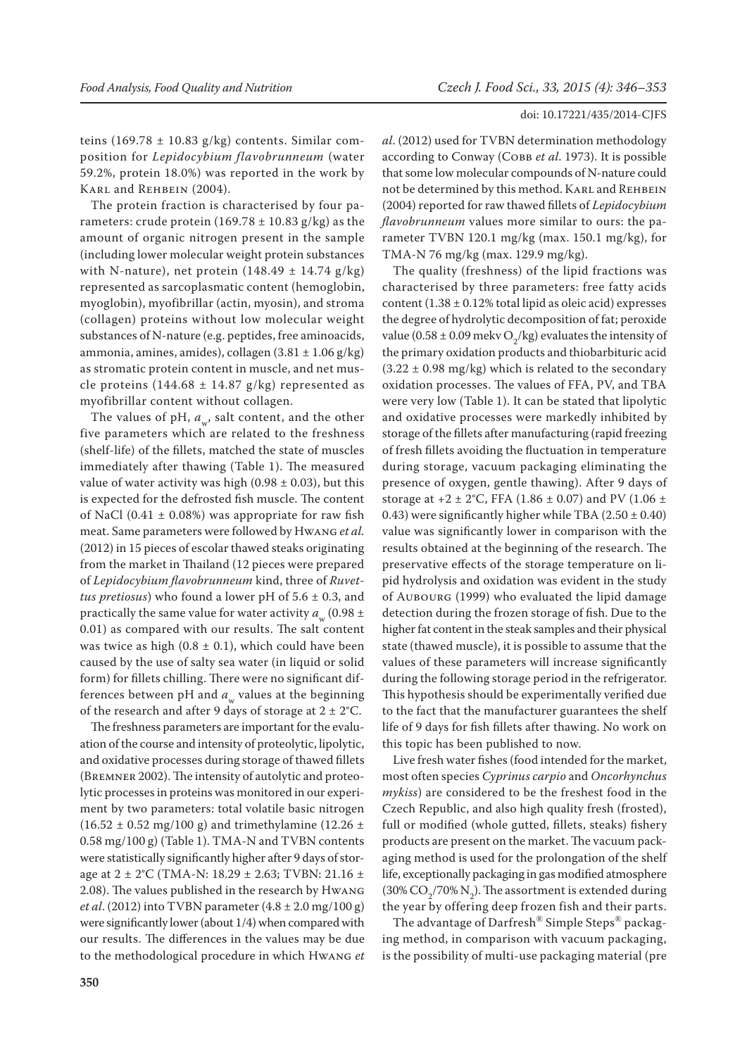teins (169.78 ± 10.83 g/kg) contents. Similar composition for *Lepidocybium flavobrunneum* (water 59.2%, protein 18.0%) was reported in the work by Karl and Rehbein (2004).

The protein fraction is characterised by four parameters: crude protein (169.78 ± 10.83 g/kg) as the amount of organic nitrogen present in the sample (including lower molecular weight protein substances with N-nature), net protein (148.49 ± 14.74 g/kg) represented as sarcoplasmatic content (hemoglobin, myoglobin), myofibrillar (actin, myosin), and stroma (collagen) proteins without low molecular weight substances of N-nature (e.g. peptides, free aminoacids, ammonia, amines, amides), collagen (3.81 ± 1.06 g/kg) as stromatic protein content in muscle, and net muscle proteins (144.68 ± 14.87 g/kg) represented as myofibrillar content without collagen.

The values of pH, $a_w$, salt content, and the other five parameters which are related to the freshness (shelf-life) of the fillets, matched the state of muscles immediately after thawing (Table 1). The measured value of water activity was high (0.98 ± 0.03), but this is expected for the defrosted fish muscle. The content of NaCl (0.41 ± 0.08%) was appropriate for raw fish meat. Same parameters were followed by Hwang *et al.* (2012) in 15 pieces of escolar thawed steaks originating from the market in Thailand (12 pieces were prepared of *Lepidocybium flavobrunneum* kind, three of *Ruvettus pretiosus*) who found a lower pH of 5.6 ± 0.3, and practically the same value for water activity $a_w$ (0.98 ± 0.01) as compared with our results. The salt content was twice as high (0.8 ± 0.1), which could have been caused by the use of salty sea water (in liquid or solid form) for fillets chilling. There were no significant differences between pH and $a_w$ values at the beginning of the research and after 9 days of storage at 2 ± 2°C.

The freshness parameters are important for the evaluation of the course and intensity of proteolytic, lipolytic, and oxidative processes during storage of thawed fillets (Bremner 2002). The intensity of autolytic and proteolytic processes in proteins was monitored in our experiment by two parameters: total volatile basic nitrogen (16.52 ± 0.52 mg/100 g) and trimethylamine (12.26 ± 0.58 mg/100 g) (Table 1). TMA-N and TVBN contents were statistically significantly higher after 9 days of storage at 2 ± 2°C (TMA-N: 18.29 ± 2.63; TVBN: 21.16 ± 2.08). The values published in the research by Hwang *et al*. (2012) into TVBN parameter (4.8 ± 2.0 mg/100 g) were significantly lower (about 1/4) when compared with our results. The differences in the values may be due to the methodological procedure in which Hwang *et al*. (2012) used for TVBN determination methodology according to Conway (Cobb *et al*. 1973). It is possible that some low molecular compounds of N-nature could not be determined by this method. Karl and Rehbein (2004) reported for raw thawed fillets of *Lepidocybium flavobrunneum* values more similar to ours: the parameter TVBN 120.1 mg/kg (max. 150.1 mg/kg), for TMA-N 76 mg/kg (max. 129.9 mg/kg).

The quality (freshness) of the lipid fractions was characterised by three parameters: free fatty acids content (1.38 ± 0.12% total lipid as oleic acid) expresses the degree of hydrolytic decomposition of fat; peroxide value (0.58 ± 0.09 mekv $O_2$/kg) evaluates the intensity of the primary oxidation products and thiobarbituric acid (3.22 ± 0.98 mg/kg) which is related to the secondary oxidation processes. The values of FFA, PV, and TBA were very low (Table 1). It can be stated that lipolytic and oxidative processes were markedly inhibited by storage of the fillets after manufacturing (rapid freezing of fresh fillets avoiding the fluctuation in temperature during storage, vacuum packaging eliminating the presence of oxygen, gentle thawing). After 9 days of storage at +2 ± 2°C, FFA (1.86 ± 0.07) and PV (1.06 ± 0.43) were significantly higher while TBA (2.50 ± 0.40) value was significantly lower in comparison with the results obtained at the beginning of the research. The preservative effects of the storage temperature on lipid hydrolysis and oxidation was evident in the study of Aubourg (1999) who evaluated the lipid damage detection during the frozen storage of fish. Due to the higher fat content in the steak samples and their physical state (thawed muscle), it is possible to assume that the values of these parameters will increase significantly during the following storage period in the refrigerator. This hypothesis should be experimentally verified due to the fact that the manufacturer guarantees the shelf life of 9 days for fish fillets after thawing. No work on this topic has been published to now.

Live fresh water fishes (food intended for the market, most often species *Cyprinus carpio* and *Oncorhynchus mykiss*) are considered to be the freshest food in the Czech Republic, and also high quality fresh (frosted), full or modified (whole gutted, fillets, steaks) fishery products are present on the market. The vacuum packaging method is used for the prolongation of the shelf life, exceptionally packaging in gas modified atmosphere (30% $CO_2$/70% $N_2$). The assortment is extended during the year by offering deep frozen fish and their parts.

The advantage of Darfresh® Simple Steps® packaging method, in comparison with vacuum packaging, is the possibility of multi-use packaging material (pre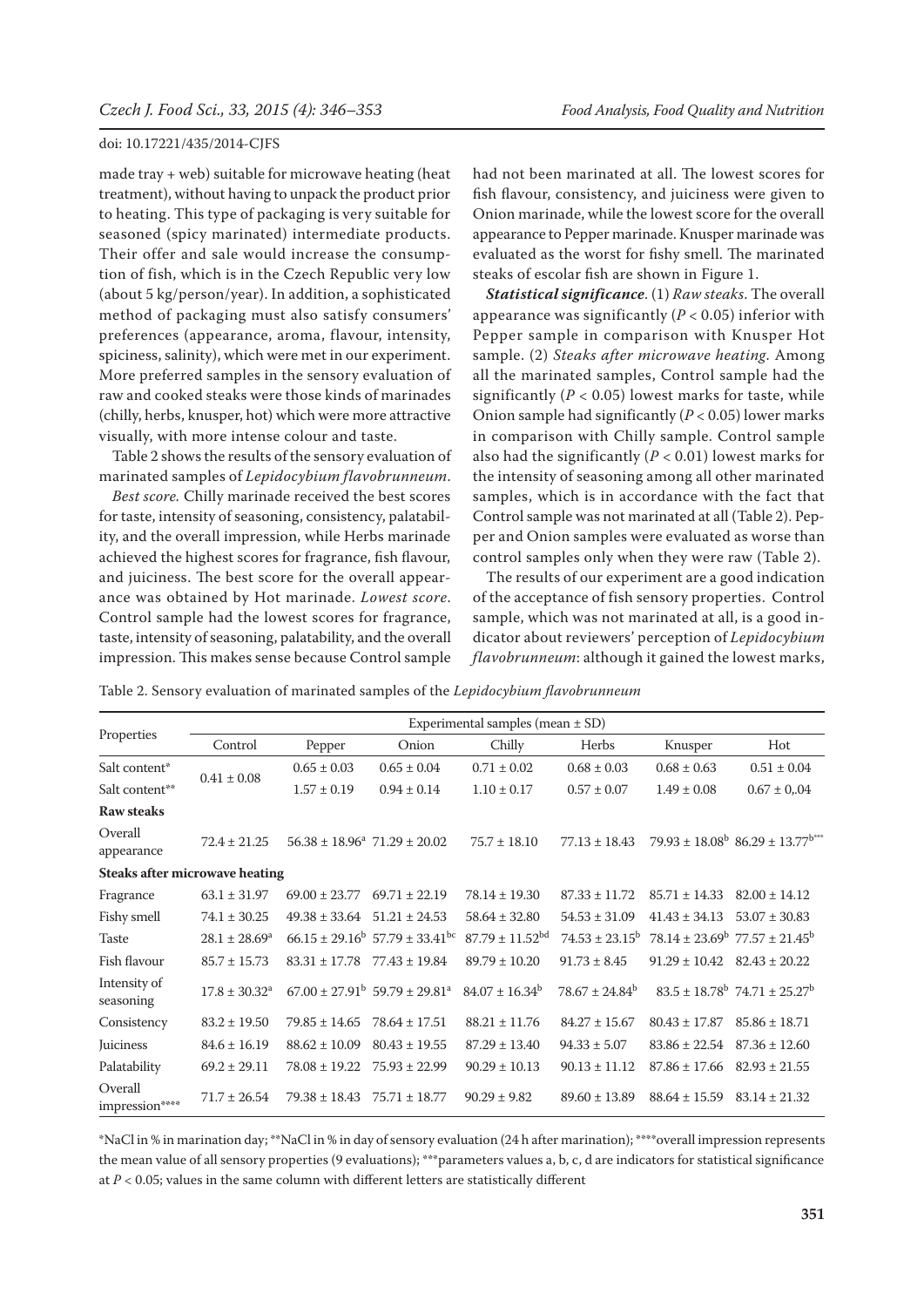made tray + web) suitable for microwave heating (heat treatment), without having to unpack the product prior to heating. This type of packaging is very suitable for seasoned (spicy marinated) intermediate products. Their offer and sale would increase the consumption of fish, which is in the Czech Republic very low (about 5 kg/person/year). In addition, a sophisticated method of packaging must also satisfy consumers' preferences (appearance, aroma, flavour, intensity, spiciness, salinity), which were met in our experiment. More preferred samples in the sensory evaluation of raw and cooked steaks were those kinds of marinades (chilly, herbs, knusper, hot) which were more attractive visually, with more intense colour and taste.

Table 2 shows the results of the sensory evaluation of marinated samples of *Lepidocybium flavobrunneum*.

*Best score.* Chilly marinade received the best scores for taste, intensity of seasoning, consistency, palatability, and the overall impression, while Herbs marinade achieved the highest scores for fragrance, fish flavour, and juiciness. The best score for the overall appearance was obtained by Hot marinade. *Lowest score*. Control sample had the lowest scores for fragrance, taste, intensity of seasoning, palatability, and the overall impression. This makes sense because Control sample had not been marinated at all. The lowest scores for fish flavour, consistency, and juiciness were given to Onion marinade, while the lowest score for the overall appearance to Pepper marinade. Knusper marinade was evaluated as the worst for fishy smell. The marinated steaks of escolar fish are shown in Figure 1.

***Statistical significance***. (1) *Raw steaks*. The overall appearance was significantly ($P < 0.05$) inferior with Pepper sample in comparison with Knusper Hot sample. (2) *Steaks after microwave heating*. Among all the marinated samples, Control sample had the significantly ($P < 0.05$) lowest marks for taste, while Onion sample had significantly ($P < 0.05$) lower marks in comparison with Chilly sample. Control sample also had the significantly ($P < 0.01$) lowest marks for the intensity of seasoning among all other marinated samples, which is in accordance with the fact that Control sample was not marinated at all (Table 2). Pepper and Onion samples were evaluated as worse than control samples only when they were raw (Table 2).

The results of our experiment are a good indication of the acceptance of fish sensory properties. Control sample, which was not marinated at all, is a good indicator about reviewers' perception of *Lepidocybium flavobrunneum*: although it gained the lowest marks,

Table 2. Sensory evaluation of marinated samples of the *Lepidocybium flavobrunneum*

| Properties | Experimental samples (mean ± SD) | | | | | | |
|---|---|---|---|---|---|---|---|
| | Control | Pepper | Onion | Chilly | Herbs | Knusper | Hot |
| Salt content* | 0.41 ± 0.08 | 0.65 ± 0.03 | 0.65 ± 0.04 | 0.71 ± 0.02 | 0.68 ± 0.03 | 0.68 ± 0.63 | 0.51 ± 0.04 |
| Salt content** | | 1.57 ± 0.19 | 0.94 ± 0.14 | 1.10 ± 0.17 | 0.57 ± 0.07 | 1.49 ± 0.08 | 0.67 ± 0,.04 |
| **Raw steaks** | | | | | | | |
| Overall appearance | 72.4 ± 21.25 | 56.38 ± 18.96[a] | 71.29 ± 20.02 | 75.7 ± 18.10 | 77.13 ± 18.43 | 79.93 ± 18.08[b] | 86.29 ± 13.77[b***] |
| **Steaks after microwave heating** | | | | | | | |
| Fragrance | 63.1 ± 31.97 | 69.00 ± 23.77 | 69.71 ± 22.19 | 78.14 ± 19.30 | 87.33 ± 11.72 | 85.71 ± 14.33 | 82.00 ± 14.12 |
| Fishy smell | 74.1 ± 30.25 | 49.38 ± 33.64 | 51.21 ± 24.53 | 58.64 ± 32.80 | 54.53 ± 31.09 | 41.43 ± 34.13 | 53.07 ± 30.83 |
| Taste | 28.1 ± 28.69[a] | 66.15 ± 29.16[b] | 57.79 ± 33.41[bc] | 87.79 ± 11.52[bd] | 74.53 ± 23.15[b] | 78.14 ± 23.69[b] | 77.57 ± 21.45[b] |
| Fish flavour | 85.7 ± 15.73 | 83.31 ± 17.78 | 77.43 ± 19.84 | 89.79 ± 10.20 | 91.73 ± 8.45 | 91.29 ± 10.42 | 82.43 ± 20.22 |
| Intensity of seasoning | 17.8 ± 30.32[a] | 67.00 ± 27.91[b] | 59.79 ± 29.81[a] | 84.07 ± 16.34[b] | 78.67 ± 24.84[b] | 83.5 ± 18.78[b] | 74.71 ± 25.27[b] |
| Consistency | 83.2 ± 19.50 | 79.85 ± 14.65 | 78.64 ± 17.51 | 88.21 ± 11.76 | 84.27 ± 15.67 | 80.43 ± 17.87 | 85.86 ± 18.71 |
| Juiciness | 84.6 ± 16.19 | 88.62 ± 10.09 | 80.43 ± 19.55 | 87.29 ± 13.40 | 94.33 ± 5.07 | 83.86 ± 22.54 | 87.36 ± 12.60 |
| Palatability | 69.2 ± 29.11 | 78.08 ± 19.22 | 75.93 ± 22.99 | 90.29 ± 10.13 | 90.13 ± 11.12 | 87.86 ± 17.66 | 82.93 ± 21.55 |
| Overall impression**** | 71.7 ± 26.54 | 79.38 ± 18.43 | 75.71 ± 18.77 | 90.29 ± 9.82 | 89.60 ± 13.89 | 88.64 ± 15.59 | 83.14 ± 21.32 |

*NaCl in % in marination day; **NaCl in % in day of sensory evaluation (24 h after marination); ****overall impression represents the mean value of all sensory properties (9 evaluations); ***parameters values a, b, c, d are indicators for statistical significance at $P < 0.05$; values in the same column with different letters are statistically different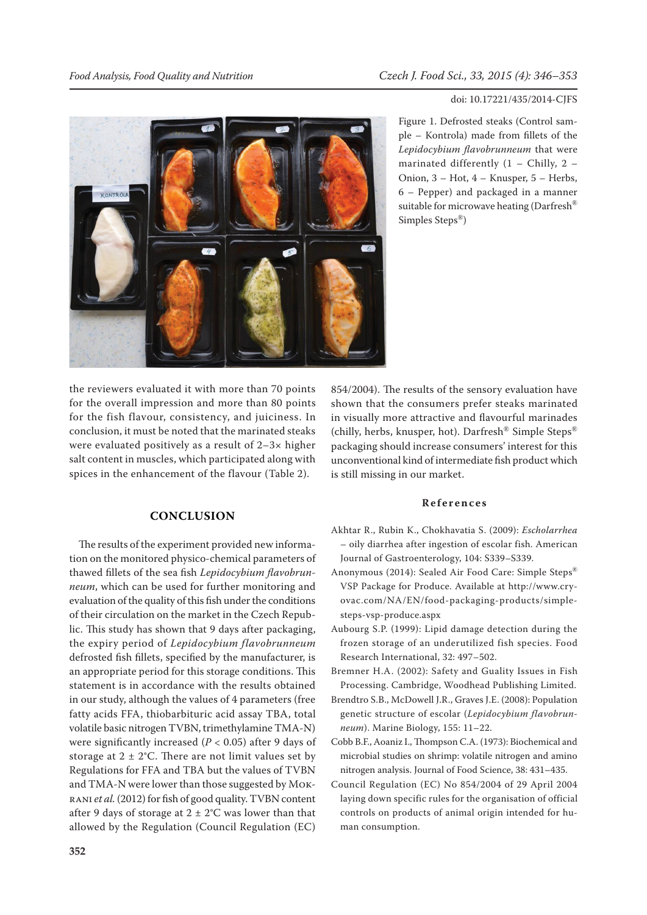Figure 1. Defrosted steaks (Control sample – Kontrola) made from fillets of the *Lepidocybium flavobrunneum* that were marinated differently (1 – Chilly, 2 – Onion, 3 – Hot, 4 – Knusper, 5 – Herbs, 6 – Pepper) and packaged in a manner suitable for microwave heating (Darfresh® Simples Steps®)

the reviewers evaluated it with more than 70 points for the overall impression and more than 80 points for the fish flavour, consistency, and juiciness. In conclusion, it must be noted that the marinated steaks were evaluated positively as a result of 2–3× higher salt content in muscles, which participated along with spices in the enhancement of the flavour (Table 2).

## CONCLUSION

The results of the experiment provided new information on the monitored physico-chemical parameters of thawed fillets of the sea fish *Lepidocybium flavobrunneum*, which can be used for further monitoring and evaluation of the quality of this fish under the conditions of their circulation on the market in the Czech Republic. This study has shown that 9 days after packaging, the expiry period of *Lepidocybium flavobrunneum* defrosted fish fillets, specified by the manufacturer, is an appropriate period for this storage conditions. This statement is in accordance with the results obtained in our study, although the values of 4 parameters (free fatty acids FFA, thiobarbituric acid assay TBA, total volatile basic nitrogen TVBN, trimethylamine TMA-N) were significantly increased ($P < 0.05$) after 9 days of storage at 2 ± 2°C. There are not limit values set by Regulations for FFA and TBA but the values of TVBN and TMA-N were lower than those suggested by Mokrani *et al.* (2012) for fish of good quality. TVBN content after 9 days of storage at 2 ± 2°C was lower than that allowed by the Regulation (Council Regulation (EC) 854/2004). The results of the sensory evaluation have shown that the consumers prefer steaks marinated in visually more attractive and flavourful marinades (chilly, herbs, knusper, hot). Darfresh® Simple Steps® packaging should increase consumers' interest for this unconventional kind of intermediate fish product which is still missing in our market.

## References

Akhtar R., Rubin K., Chokhavatia S. (2009): *Escholarrhea* – oily diarrhea after ingestion of escolar fish. American Journal of Gastroenterology, 104: S339–S339.

Anonymous (2014): Sealed Air Food Care: Simple Steps® VSP Package for Produce. Available at http://www.cryovac.com/NA/EN/food-packaging-products/simple-steps-vsp-produce.aspx

Aubourg S.P. (1999): Lipid damage detection during the frozen storage of an underutilized fish species. Food Research International, 32: 497–502.

Bremner H.A. (2002): Safety and Guality Issues in Fish Processing. Cambridge, Woodhead Publishing Limited.

Brendtro S.B., McDowell J.R., Graves J.E. (2008): Population genetic structure of escolar (*Lepidocybium flavobrunneum*). Marine Biology, 155: 11–22.

Cobb B.F., Aoaniz I., Thompson C.A. (1973): Biochemical and microbial studies on shrimp: volatile nitrogen and amino nitrogen analysis. Journal of Food Science, 38: 431–435.

Council Regulation (EC) No 854/2004 of 29 April 2004 laying down specific rules for the organisation of official controls on products of animal origin intended for human consumption.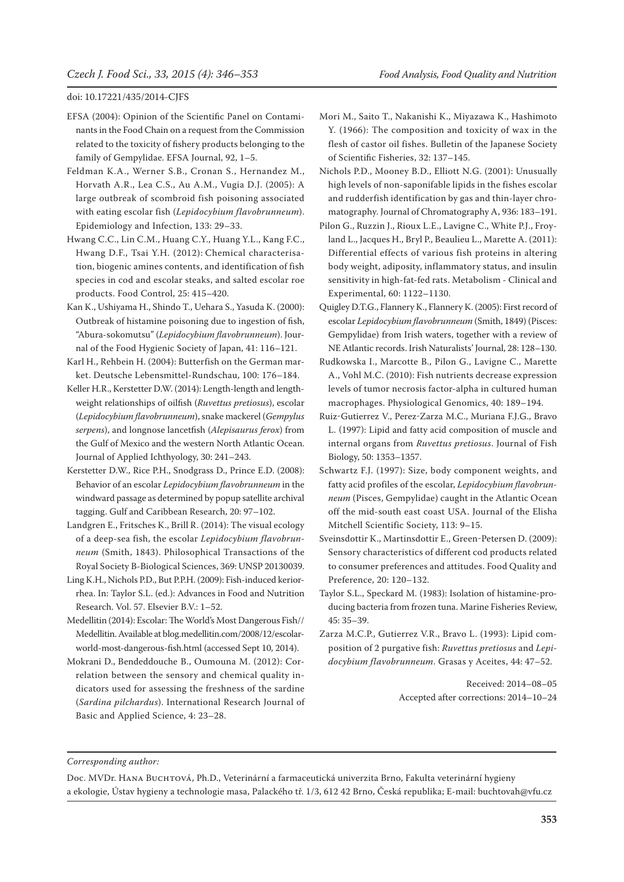EFSA (2004): Opinion of the Scientific Panel on Contaminants in the Food Chain on a request from the Commission related to the toxicity of fishery products belonging to the family of Gempylidae. EFSA Journal, 92, 1–5.

Feldman K.A., Werner S.B., Cronan S., Hernandez M., Horvath A.R., Lea C.S., Au A.M., Vugia D.J. (2005): A large outbreak of scombroid fish poisoning associated with eating escolar fish (*Lepidocybium flavobrunneum*). Epidemiology and Infection, 133: 29–33.

Hwang C.C., Lin C.M., Huang C.Y., Huang Y.L., Kang F.C., Hwang D.F., Tsai Y.H. (2012): Chemical characterisation, biogenic amines contents, and identification of fish species in cod and escolar steaks, and salted escolar roe products. Food Control, 25: 415–420.

Kan K., Ushiyama H., Shindo T., Uehara S., Yasuda K. (2000): Outbreak of histamine poisoning due to ingestion of fish, "Abura-sokomutsu" (*Lepidocybium flavobrunneum*). Journal of the Food Hygienic Society of Japan, 41: 116–121.

Karl H., Rehbein H. (2004): Butterfish on the German market. Deutsche Lebensmittel-Rundschau, 100: 176–184.

Keller H.R., Kerstetter D.W. (2014): Length-length and length-weight relationships of oilfish (*Ruvettus pretiosus*), escolar (*Lepidocybium flavobrunneum*), snake mackerel (*Gempylus serpens*), and longnose lancetfish (*Alepisaurus ferox*) from the Gulf of Mexico and the western North Atlantic Ocean. Journal of Applied Ichthyology, 30: 241–243.

Kerstetter D.W., Rice P.H., Snodgrass D., Prince E.D. (2008): Behavior of an escolar *Lepidocybium flavobrunneum* in the windward passage as determined by popup satellite archival tagging. Gulf and Caribbean Research, 20: 97–102.

Landgren E., Fritsches K., Brill R. (2014): The visual ecology of a deep-sea fish, the escolar *Lepidocybium flavobrunneum* (Smith, 1843). Philosophical Transactions of the Royal Society B-Biological Sciences, 369: UNSP 20130039.

Ling K.H., Nichols P.D., But P.P.H. (2009): Fish-induced keriorrhea. In: Taylor S.L. (ed.): Advances in Food and Nutrition Research. Vol. 57. Elsevier B.V.: 1–52.

Medellitin (2014): Escolar: The World's Most Dangerous Fish// Medellitin. Available at blog.medellitin.com/2008/12/escolar-world-most-dangerous-fish.html (accessed Sept 10, 2014).

Mokrani D., Bendeddouche B., Oumouna M. (2012): Correlation between the sensory and chemical quality indicators used for assessing the freshness of the sardine (*Sardina pilchardus*). International Research Journal of Basic and Applied Science, 4: 23–28.

Mori M., Saito T., Nakanishi K., Miyazawa K., Hashimoto Y. (1966): The composition and toxicity of wax in the flesh of castor oil fishes. Bulletin of the Japanese Society of Scientific Fisheries, 32: 137–145.

Nichols P.D., Mooney B.D., Elliott N.G. (2001): Unusually high levels of non-saponifable lipids in the fishes escolar and rudderfish identification by gas and thin-layer chromatography. Journal of Chromatography A, 936: 183–191.

Pilon G., Ruzzin J., Rioux L.E., Lavigne C., White P.J., Froyland L., Jacques H., Bryl P., Beaulieu L., Marette A. (2011): Differential effects of various fish proteins in altering body weight, adiposity, inflammatory status, and insulin sensitivity in high-fat-fed rats. Metabolism - Clinical and Experimental, 60: 1122–1130.

Quigley D.T.G., Flannery K., Flannery K. (2005): First record of escolar *Lepidocybium flavobrunneum* (Smith, 1849) (Pisces: Gempylidae) from Irish waters, together with a review of NE Atlantic records. Irish Naturalists' Journal, 28: 128–130.

Rudkowska I., Marcotte B., Pilon G., Lavigne C., Marette A., Vohl M.C. (2010): Fish nutrients decrease expression levels of tumor necrosis factor-alpha in cultured human macrophages. Physiological Genomics, 40: 189–194.

Ruiz-Gutierrez V., Perez-Zarza M.C., Muriana F.J.G., Bravo L. (1997): Lipid and fatty acid composition of muscle and internal organs from *Ruvettus pretiosus*. Journal of Fish Biology, 50: 1353–1357.

Schwartz F.J. (1997): Size, body component weights, and fatty acid profiles of the escolar, *Lepidocybium flavobrunneum* (Pisces, Gempylidae) caught in the Atlantic Ocean off the mid-south east coast USA. Journal of the Elisha Mitchell Scientific Society, 113: 9–15.

Sveinsdottir K., Martinsdottir E., Green-Petersen D. (2009): Sensory characteristics of different cod products related to consumer preferences and attitudes. Food Quality and Preference, 20: 120–132.

Taylor S.L., Speckard M. (1983): Isolation of histamine-producing bacteria from frozen tuna. Marine Fisheries Review, 45: 35–39.

Zarza M.C.P., Gutierrez V.R., Bravo L. (1993): Lipid composition of 2 purgative fish: *Ruvettus pretiosus* and *Lepidocybium flavobrunneum*. Grasas y Aceites, 44: 47–52.

Received: 2014–08–05
Accepted after corrections: 2014–10–24

*Corresponding author:*

Doc. MVDr. Hana Buchtová, Ph.D., Veterinární a farmaceutická univerzita Brno, Fakulta veterinární hygieny a ekologie, Ústav hygieny a technologie masa, Palackého tř. 1/3, 612 42 Brno, Česká republika; E-mail: buchtovah@vfu.cz